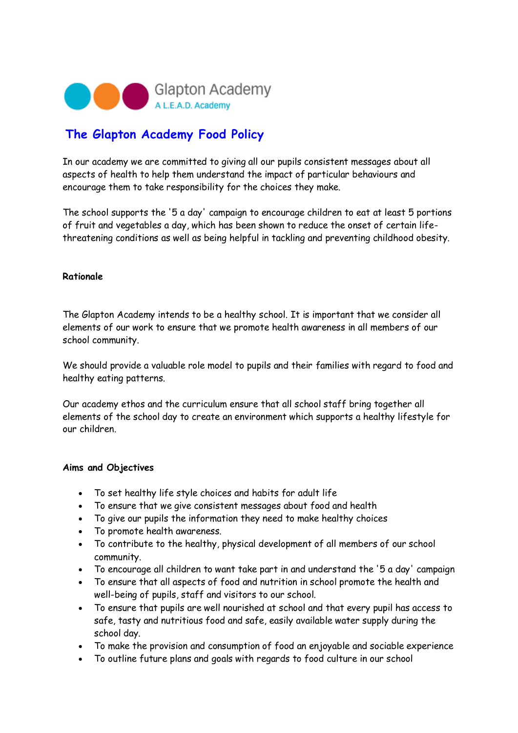Glapton Academy
A L.E.A.D. Academy

# The Glapton Academy Food Policy

In our academy we are committed to giving all our pupils consistent messages about all aspects of health to help them understand the impact of particular behaviours and encourage them to take responsibility for the choices they make.

The school supports the '5 a day' campaign to encourage children to eat at least 5 portions of fruit and vegetables a day, which has been shown to reduce the onset of certain life-threatening conditions as well as being helpful in tackling and preventing childhood obesity.

**Rationale**

The Glapton Academy intends to be a healthy school. It is important that we consider all elements of our work to ensure that we promote health awareness in all members of our school community.

We should provide a valuable role model to pupils and their families with regard to food and healthy eating patterns.

Our academy ethos and the curriculum ensure that all school staff bring together all elements of the school day to create an environment which supports a healthy lifestyle for our children.

**Aims and Objectives**

- To set healthy life style choices and habits for adult life
- To ensure that we give consistent messages about food and health
- To give our pupils the information they need to make healthy choices
- To promote health awareness.
- To contribute to the healthy, physical development of all members of our school community.
- To encourage all children to want take part in and understand the '5 a day' campaign
- To ensure that all aspects of food and nutrition in school promote the health and well-being of pupils, staff and visitors to our school.
- To ensure that pupils are well nourished at school and that every pupil has access to safe, tasty and nutritious food and safe, easily available water supply during the school day.
- To make the provision and consumption of food an enjoyable and sociable experience
- To outline future plans and goals with regards to food culture in our school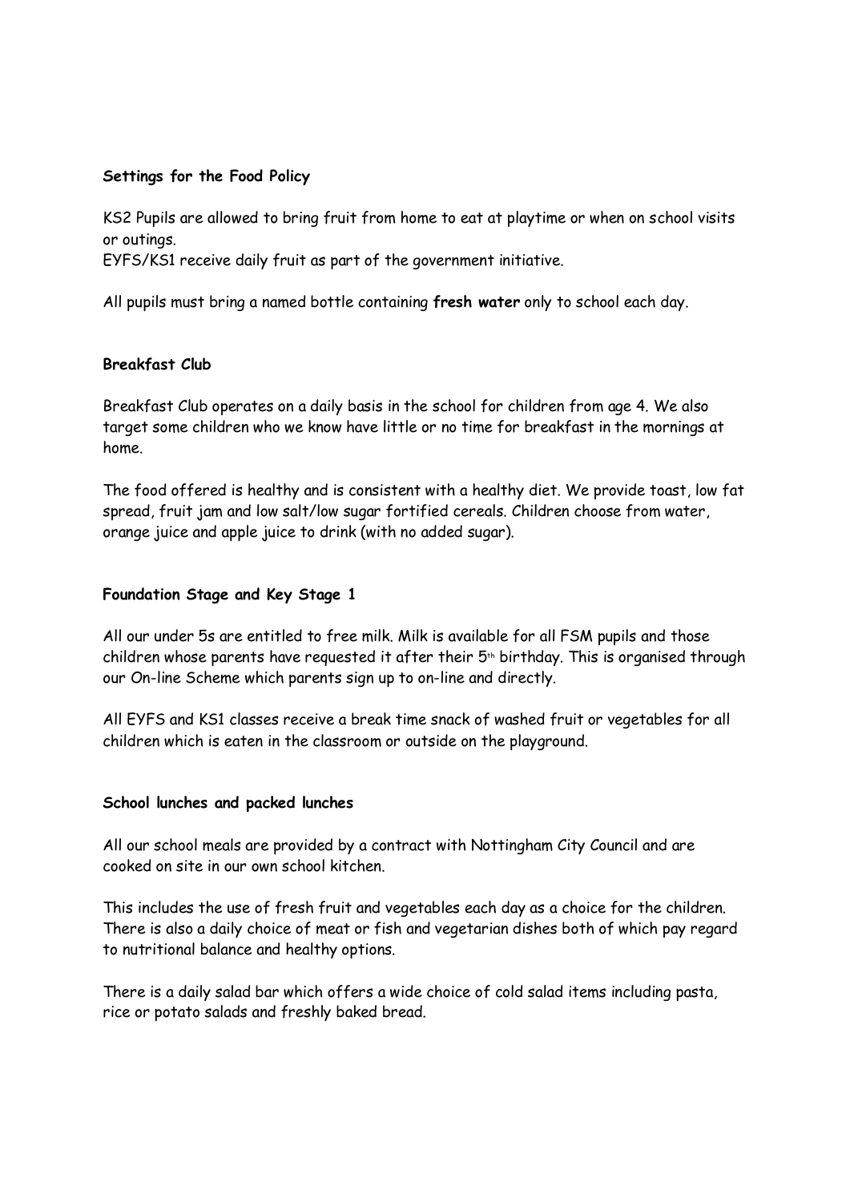**Settings for the Food Policy**

KS2 Pupils are allowed to bring fruit from home to eat at playtime or when on school visits or outings.
EYFS/KS1 receive daily fruit as part of the government initiative.

All pupils must bring a named bottle containing **fresh water** only to school each day.

**Breakfast Club**

Breakfast Club operates on a daily basis in the school for children from age 4. We also target some children who we know have little or no time for breakfast in the mornings at home.

The food offered is healthy and is consistent with a healthy diet. We provide toast, low fat spread, fruit jam and low salt/low sugar fortified cereals. Children choose from water, orange juice and apple juice to drink (with no added sugar).

**Foundation Stage and Key Stage 1**

All our under 5s are entitled to free milk. Milk is available for all FSM pupils and those children whose parents have requested it after their 5th birthday. This is organised through our On-line Scheme which parents sign up to on-line and directly.

All EYFS and KS1 classes receive a break time snack of washed fruit or vegetables for all children which is eaten in the classroom or outside on the playground.

**School lunches and packed lunches**

All our school meals are provided by a contract with Nottingham City Council and are cooked on site in our own school kitchen.

This includes the use of fresh fruit and vegetables each day as a choice for the children. There is also a daily choice of meat or fish and vegetarian dishes both of which pay regard to nutritional balance and healthy options.

There is a daily salad bar which offers a wide choice of cold salad items including pasta, rice or potato salads and freshly baked bread.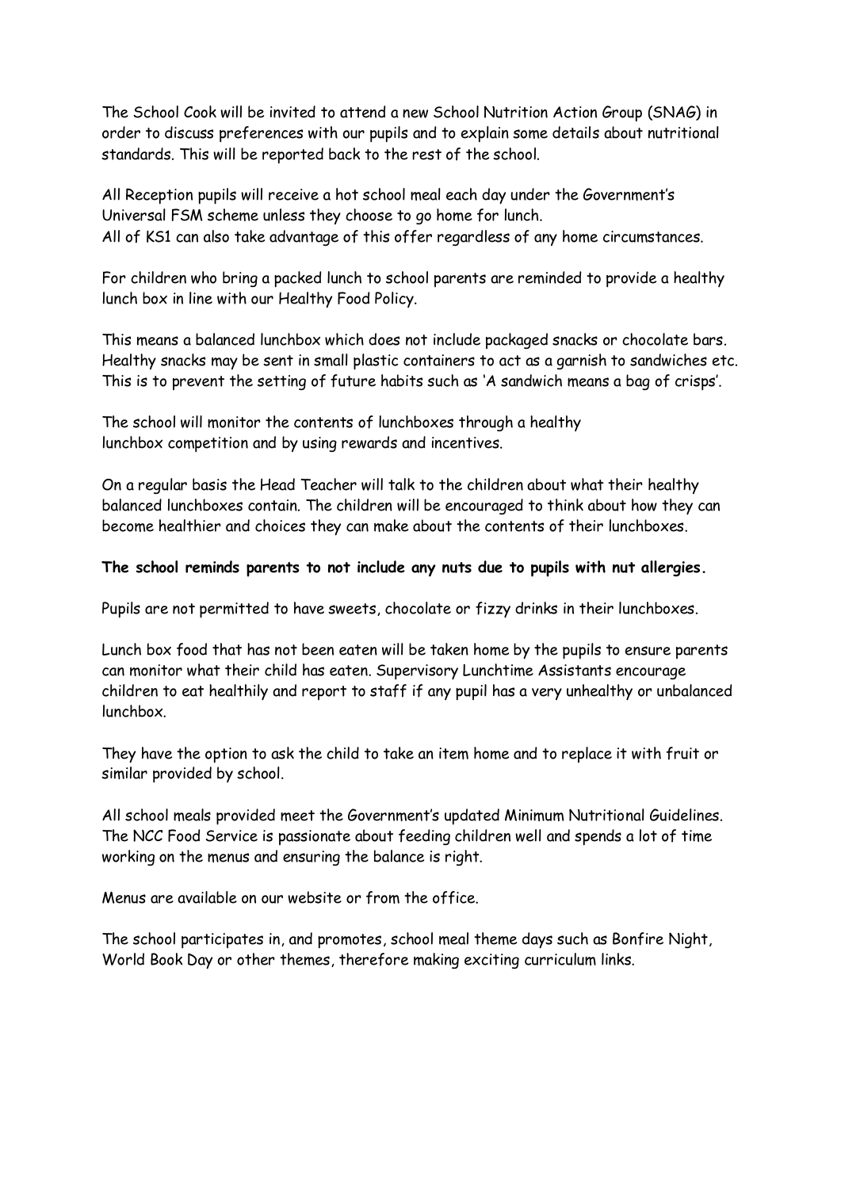The School Cook will be invited to attend a new School Nutrition Action Group (SNAG) in order to discuss preferences with our pupils and to explain some details about nutritional standards. This will be reported back to the rest of the school.

All Reception pupils will receive a hot school meal each day under the Government's Universal FSM scheme unless they choose to go home for lunch.
All of KS1 can also take advantage of this offer regardless of any home circumstances.

For children who bring a packed lunch to school parents are reminded to provide a healthy lunch box in line with our Healthy Food Policy.

This means a balanced lunchbox which does not include packaged snacks or chocolate bars. Healthy snacks may be sent in small plastic containers to act as a garnish to sandwiches etc. This is to prevent the setting of future habits such as 'A sandwich means a bag of crisps'.

The school will monitor the contents of lunchboxes through a healthy lunchbox competition and by using rewards and incentives.

On a regular basis the Head Teacher will talk to the children about what their healthy balanced lunchboxes contain. The children will be encouraged to think about how they can become healthier and choices they can make about the contents of their lunchboxes.

**The school reminds parents to not include any nuts due to pupils with nut allergies.**

Pupils are not permitted to have sweets, chocolate or fizzy drinks in their lunchboxes.

Lunch box food that has not been eaten will be taken home by the pupils to ensure parents can monitor what their child has eaten. Supervisory Lunchtime Assistants encourage children to eat healthily and report to staff if any pupil has a very unhealthy or unbalanced lunchbox.

They have the option to ask the child to take an item home and to replace it with fruit or similar provided by school.

All school meals provided meet the Government's updated Minimum Nutritional Guidelines. The NCC Food Service is passionate about feeding children well and spends a lot of time working on the menus and ensuring the balance is right.

Menus are available on our website or from the office.

The school participates in, and promotes, school meal theme days such as Bonfire Night, World Book Day or other themes, therefore making exciting curriculum links.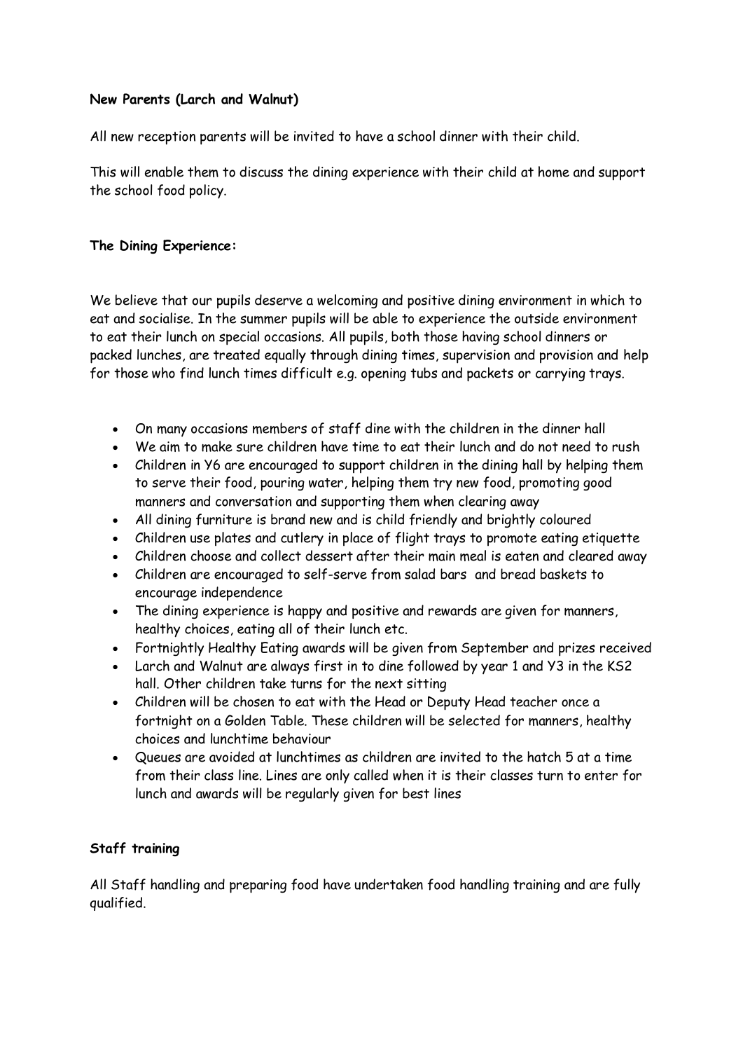**New Parents (Larch and Walnut)**

All new reception parents will be invited to have a school dinner with their child.

This will enable them to discuss the dining experience with their child at home and support the school food policy.

**The Dining Experience:**

We believe that our pupils deserve a welcoming and positive dining environment in which to eat and socialise. In the summer pupils will be able to experience the outside environment to eat their lunch on special occasions. All pupils, both those having school dinners or packed lunches, are treated equally through dining times, supervision and provision and help for those who find lunch times difficult e.g. opening tubs and packets or carrying trays.

- On many occasions members of staff dine with the children in the dinner hall
- We aim to make sure children have time to eat their lunch and do not need to rush
- Children in Y6 are encouraged to support children in the dining hall by helping them to serve their food, pouring water, helping them try new food, promoting good manners and conversation and supporting them when clearing away
- All dining furniture is brand new and is child friendly and brightly coloured
- Children use plates and cutlery in place of flight trays to promote eating etiquette
- Children choose and collect dessert after their main meal is eaten and cleared away
- Children are encouraged to self-serve from salad bars and bread baskets to encourage independence
- The dining experience is happy and positive and rewards are given for manners, healthy choices, eating all of their lunch etc.
- Fortnightly Healthy Eating awards will be given from September and prizes received
- Larch and Walnut are always first in to dine followed by year 1 and Y3 in the KS2 hall. Other children take turns for the next sitting
- Children will be chosen to eat with the Head or Deputy Head teacher once a fortnight on a Golden Table. These children will be selected for manners, healthy choices and lunchtime behaviour
- Queues are avoided at lunchtimes as children are invited to the hatch 5 at a time from their class line. Lines are only called when it is their classes turn to enter for lunch and awards will be regularly given for best lines

**Staff training**

All Staff handling and preparing food have undertaken food handling training and are fully qualified.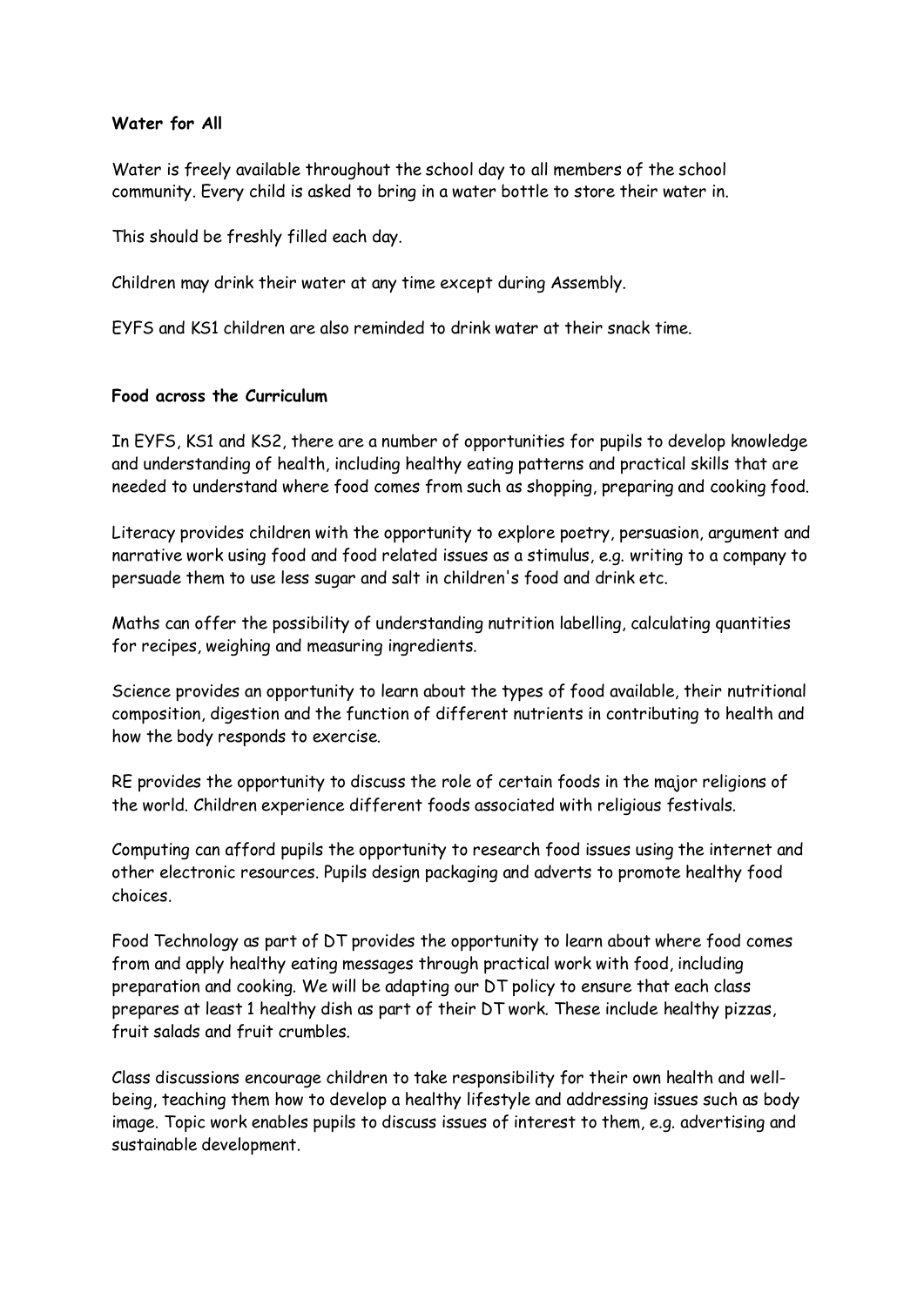**Water for All**

Water is freely available throughout the school day to all members of the school community. Every child is asked to bring in a water bottle to store their water in.

This should be freshly filled each day.

Children may drink their water at any time except during Assembly.

EYFS and KS1 children are also reminded to drink water at their snack time.

**Food across the Curriculum**

In EYFS, KS1 and KS2, there are a number of opportunities for pupils to develop knowledge and understanding of health, including healthy eating patterns and practical skills that are needed to understand where food comes from such as shopping, preparing and cooking food.

Literacy provides children with the opportunity to explore poetry, persuasion, argument and narrative work using food and food related issues as a stimulus, e.g. writing to a company to persuade them to use less sugar and salt in children's food and drink etc.

Maths can offer the possibility of understanding nutrition labelling, calculating quantities for recipes, weighing and measuring ingredients.

Science provides an opportunity to learn about the types of food available, their nutritional composition, digestion and the function of different nutrients in contributing to health and how the body responds to exercise.

RE provides the opportunity to discuss the role of certain foods in the major religions of the world. Children experience different foods associated with religious festivals.

Computing can afford pupils the opportunity to research food issues using the internet and other electronic resources. Pupils design packaging and adverts to promote healthy food choices.

Food Technology as part of DT provides the opportunity to learn about where food comes from and apply healthy eating messages through practical work with food, including preparation and cooking. We will be adapting our DT policy to ensure that each class prepares at least 1 healthy dish as part of their DT work. These include healthy pizzas, fruit salads and fruit crumbles.

Class discussions encourage children to take responsibility for their own health and well-being, teaching them how to develop a healthy lifestyle and addressing issues such as body image. Topic work enables pupils to discuss issues of interest to them, e.g. advertising and sustainable development.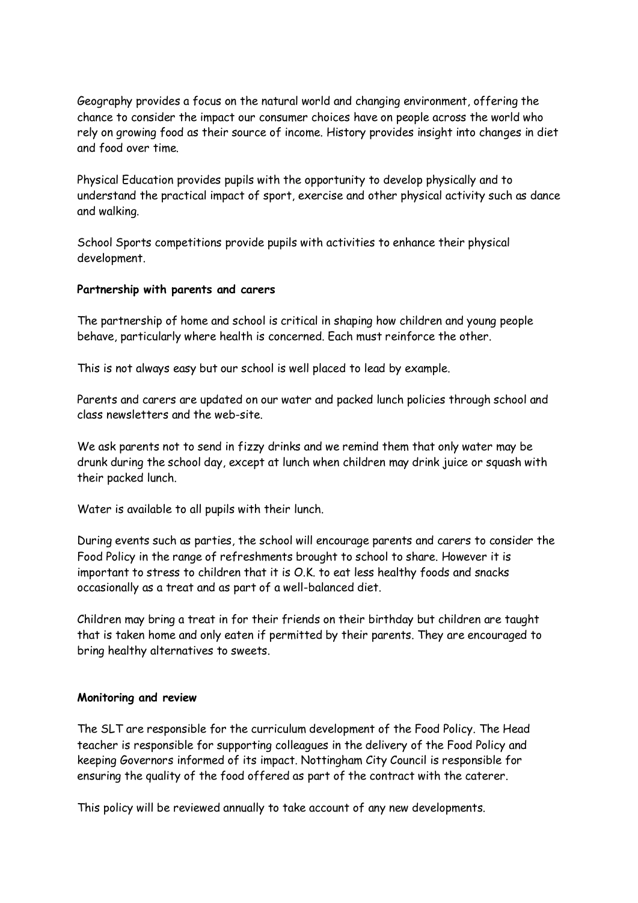Geography provides a focus on the natural world and changing environment, offering the chance to consider the impact our consumer choices have on people across the world who rely on growing food as their source of income. History provides insight into changes in diet and food over time.

Physical Education provides pupils with the opportunity to develop physically and to understand the practical impact of sport, exercise and other physical activity such as dance and walking.

School Sports competitions provide pupils with activities to enhance their physical development.

**Partnership with parents and carers**

The partnership of home and school is critical in shaping how children and young people behave, particularly where health is concerned. Each must reinforce the other.

This is not always easy but our school is well placed to lead by example.

Parents and carers are updated on our water and packed lunch policies through school and class newsletters and the web-site.

We ask parents not to send in fizzy drinks and we remind them that only water may be drunk during the school day, except at lunch when children may drink juice or squash with their packed lunch.

Water is available to all pupils with their lunch.

During events such as parties, the school will encourage parents and carers to consider the Food Policy in the range of refreshments brought to school to share. However it is important to stress to children that it is O.K. to eat less healthy foods and snacks occasionally as a treat and as part of a well-balanced diet.

Children may bring a treat in for their friends on their birthday but children are taught that is taken home and only eaten if permitted by their parents. They are encouraged to bring healthy alternatives to sweets.

**Monitoring and review**

The SLT are responsible for the curriculum development of the Food Policy. The Head teacher is responsible for supporting colleagues in the delivery of the Food Policy and keeping Governors informed of its impact. Nottingham City Council is responsible for ensuring the quality of the food offered as part of the contract with the caterer.

This policy will be reviewed annually to take account of any new developments.